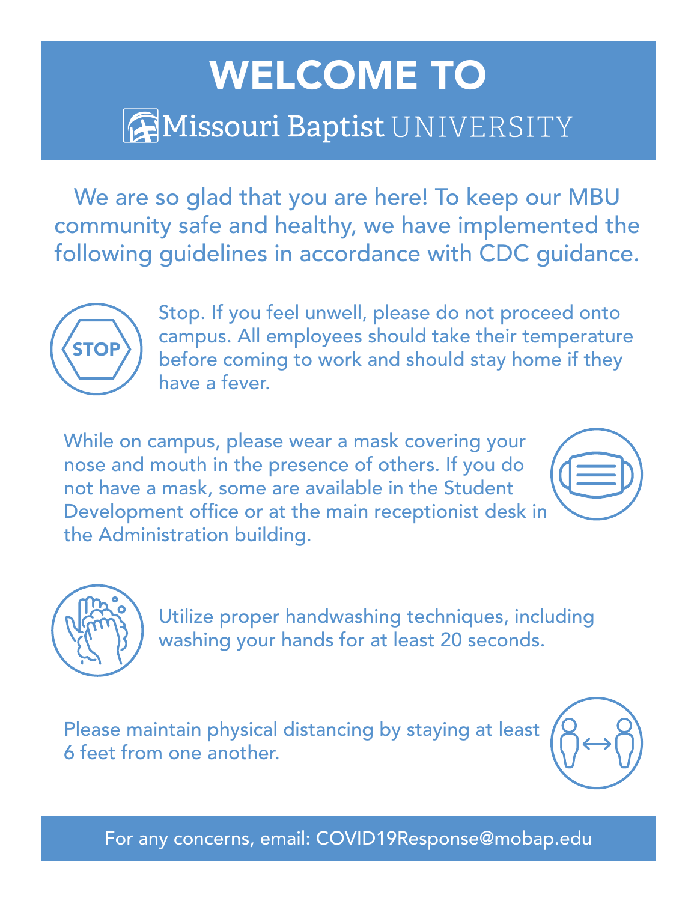# WELCOME TO

## Missouri Baptist UNIVERSITY

We are so glad that you are here! To keep our MBU community safe and healthy, we have implemented the following guidelines in accordance with CDC guidance.

STOP

Stop. If you feel unwell, please do not proceed onto campus. All employees should take their temperature before coming to work and should stay home if they have a fever.

While on campus, please wear a mask covering your nose and mouth in the presence of others. If you do not have a mask, some are available in the Student Development office or at the main receptionist desk in the Administration building.

Utilize proper handwashing techniques, including washing your hands for at least 20 seconds.

Please maintain physical distancing by staying at least 6 feet from one another.

For any concerns, email: COVID19Response@mobap.edu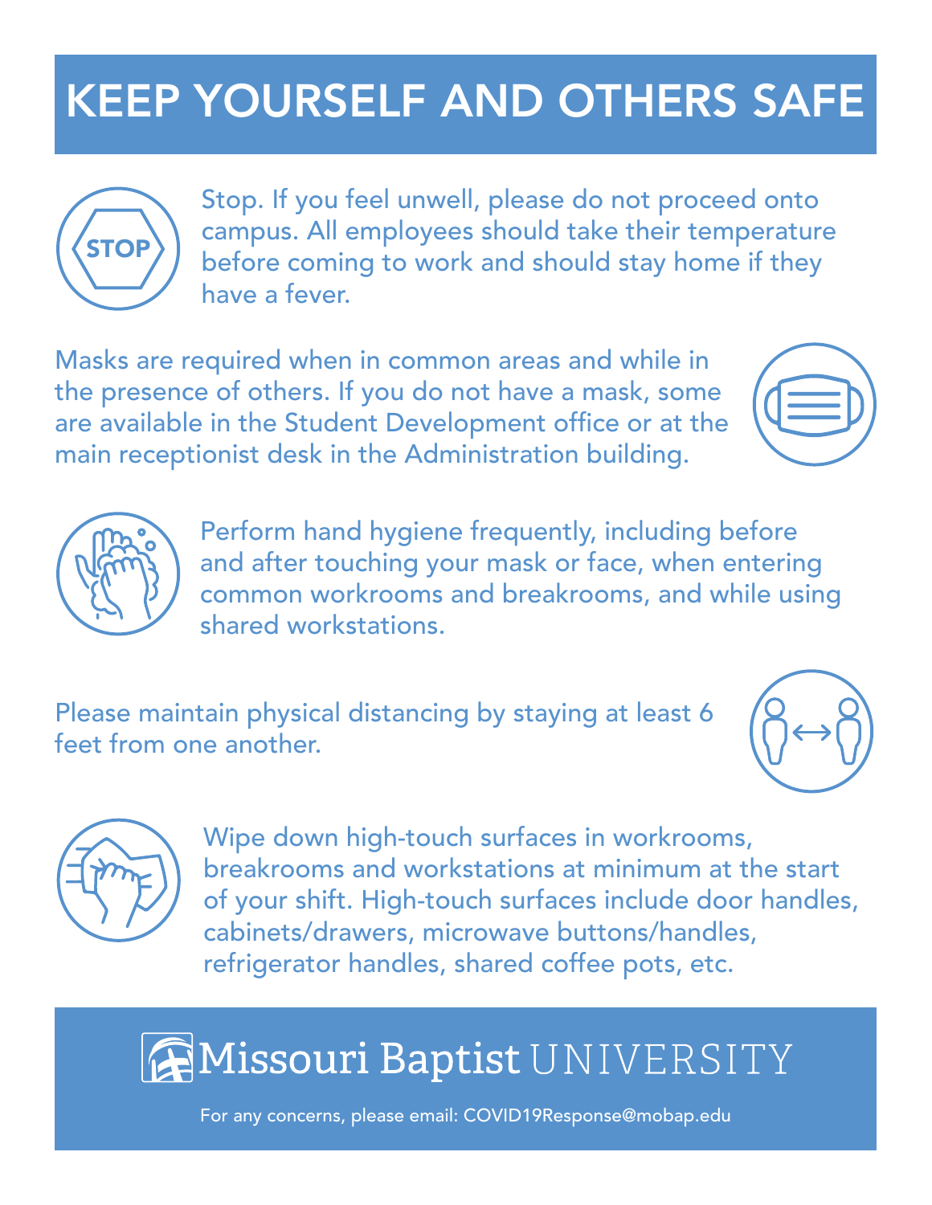# KEEP YOURSELF AND OTHERS SAFE

STOP

Stop. If you feel unwell, please do not proceed onto campus. All employees should take their temperature before coming to work and should stay home if they have a fever.

Masks are required when in common areas and while in the presence of others. If you do not have a mask, some are available in the Student Development office or at the main receptionist desk in the Administration building.

Perform hand hygiene frequently, including before and after touching your mask or face, when entering common workrooms and breakrooms, and while using shared workstations.

Please maintain physical distancing by staying at least 6 feet from one another.

Wipe down high-touch surfaces in workrooms, breakrooms and workstations at minimum at the start of your shift. High-touch surfaces include door handles, cabinets/drawers, microwave buttons/handles, refrigerator handles, shared coffee pots, etc.

Missouri Baptist UNIVERSITY

For any concerns, please email: COVID19Response@mobap.edu